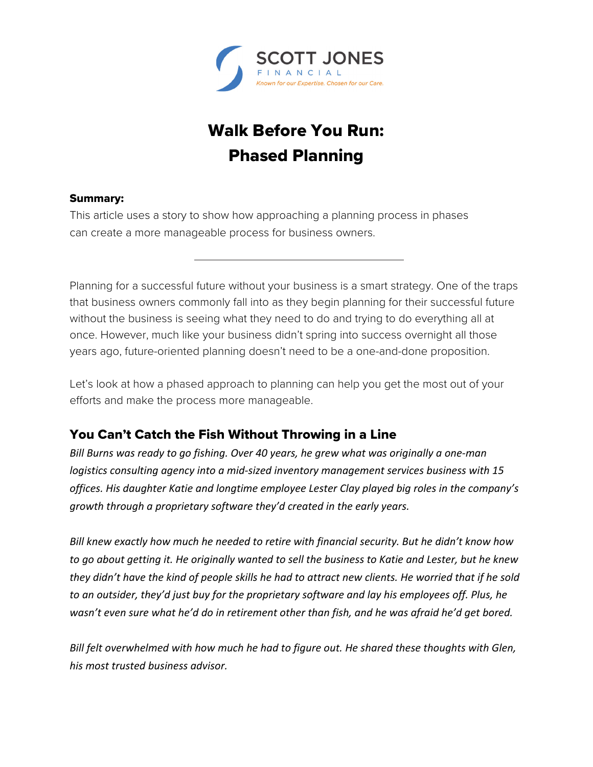SCOTT JONES

FINANCIAL

*Known for our Expertise. Chosen for our Care.*

# Walk Before You Run: Phased Planning

**Summary:**

This article uses a story to show how approaching a planning process in phases can create a more manageable process for business owners.

---

Planning for a successful future without your business is a smart strategy. One of the traps that business owners commonly fall into as they begin planning for their successful future without the business is seeing what they need to do and trying to do everything all at once. However, much like your business didn't spring into success overnight all those years ago, future-oriented planning doesn't need to be a one-and-done proposition.

Let's look at how a phased approach to planning can help you get the most out of your efforts and make the process more manageable.

## You Can't Catch the Fish Without Throwing in a Line

*Bill Burns was ready to go fishing. Over 40 years, he grew what was originally a one-man logistics consulting agency into a mid-sized inventory management services business with 15 offices. His daughter Katie and longtime employee Lester Clay played big roles in the company's growth through a proprietary software they'd created in the early years.*

*Bill knew exactly how much he needed to retire with financial security. But he didn't know how to go about getting it. He originally wanted to sell the business to Katie and Lester, but he knew they didn't have the kind of people skills he had to attract new clients. He worried that if he sold to an outsider, they'd just buy for the proprietary software and lay his employees off. Plus, he wasn't even sure what he'd do in retirement other than fish, and he was afraid he'd get bored.*

*Bill felt overwhelmed with how much he had to figure out. He shared these thoughts with Glen, his most trusted business advisor.*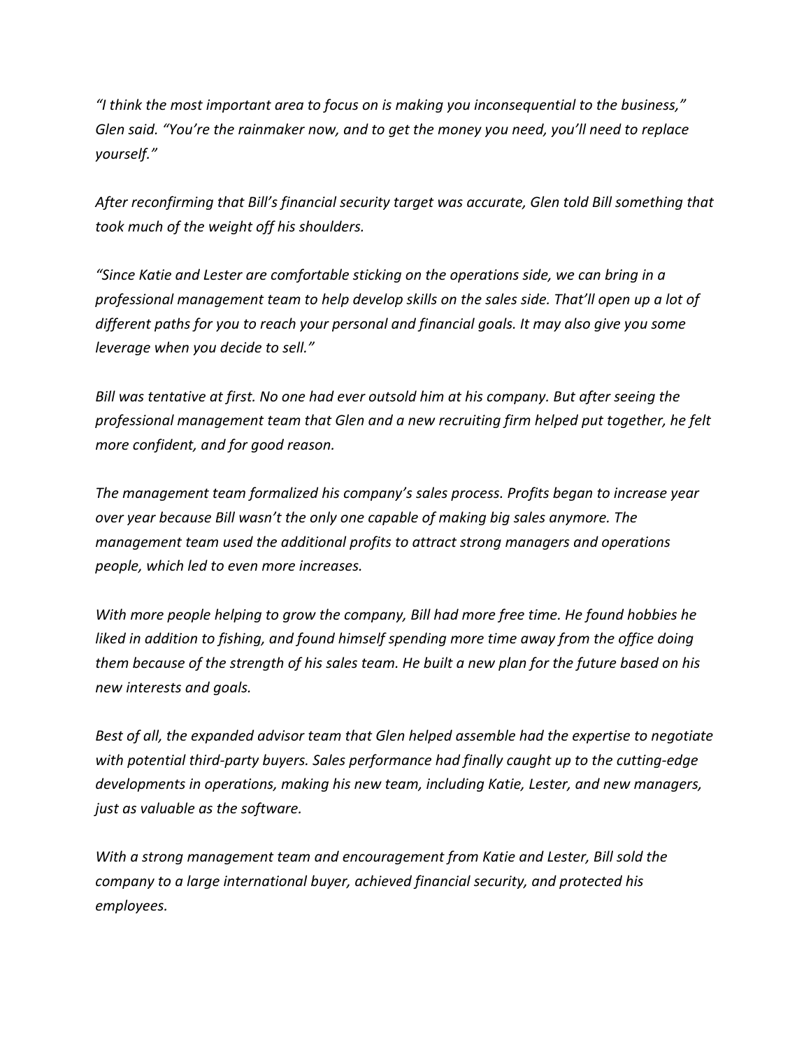*"I think the most important area to focus on is making you inconsequential to the business," Glen said. "You're the rainmaker now, and to get the money you need, you'll need to replace yourself."*

*After reconfirming that Bill's financial security target was accurate, Glen told Bill something that took much of the weight off his shoulders.*

*"Since Katie and Lester are comfortable sticking on the operations side, we can bring in a professional management team to help develop skills on the sales side. That'll open up a lot of different paths for you to reach your personal and financial goals. It may also give you some leverage when you decide to sell."*

*Bill was tentative at first. No one had ever outsold him at his company. But after seeing the professional management team that Glen and a new recruiting firm helped put together, he felt more confident, and for good reason.*

*The management team formalized his company's sales process. Profits began to increase year over year because Bill wasn't the only one capable of making big sales anymore. The management team used the additional profits to attract strong managers and operations people, which led to even more increases.*

*With more people helping to grow the company, Bill had more free time. He found hobbies he liked in addition to fishing, and found himself spending more time away from the office doing them because of the strength of his sales team. He built a new plan for the future based on his new interests and goals.*

*Best of all, the expanded advisor team that Glen helped assemble had the expertise to negotiate with potential third-party buyers. Sales performance had finally caught up to the cutting-edge developments in operations, making his new team, including Katie, Lester, and new managers, just as valuable as the software.*

*With a strong management team and encouragement from Katie and Lester, Bill sold the company to a large international buyer, achieved financial security, and protected his employees.*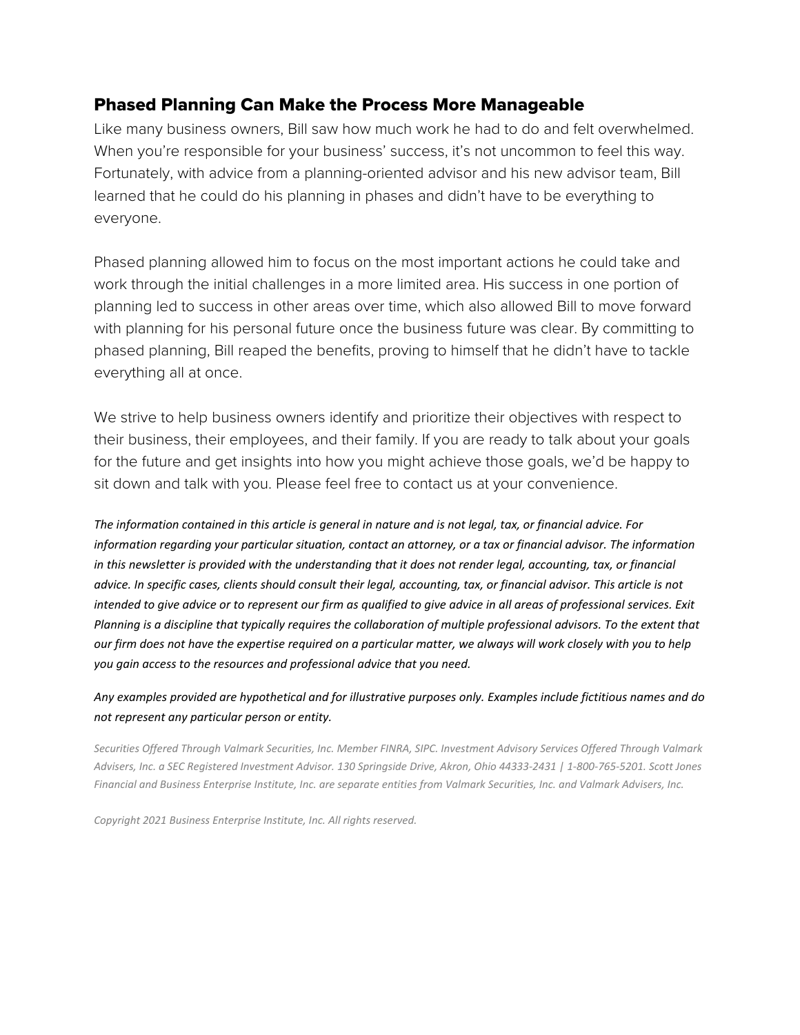## Phased Planning Can Make the Process More Manageable

Like many business owners, Bill saw how much work he had to do and felt overwhelmed. When you're responsible for your business' success, it's not uncommon to feel this way. Fortunately, with advice from a planning-oriented advisor and his new advisor team, Bill learned that he could do his planning in phases and didn't have to be everything to everyone.

Phased planning allowed him to focus on the most important actions he could take and work through the initial challenges in a more limited area. His success in one portion of planning led to success in other areas over time, which also allowed Bill to move forward with planning for his personal future once the business future was clear. By committing to phased planning, Bill reaped the benefits, proving to himself that he didn't have to tackle everything all at once.

We strive to help business owners identify and prioritize their objectives with respect to their business, their employees, and their family. If you are ready to talk about your goals for the future and get insights into how you might achieve those goals, we'd be happy to sit down and talk with you. Please feel free to contact us at your convenience.

*The information contained in this article is general in nature and is not legal, tax, or financial advice. For information regarding your particular situation, contact an attorney, or a tax or financial advisor. The information in this newsletter is provided with the understanding that it does not render legal, accounting, tax, or financial advice. In specific cases, clients should consult their legal, accounting, tax, or financial advisor. This article is not intended to give advice or to represent our firm as qualified to give advice in all areas of professional services. Exit Planning is a discipline that typically requires the collaboration of multiple professional advisors. To the extent that our firm does not have the expertise required on a particular matter, we always will work closely with you to help you gain access to the resources and professional advice that you need.*

*Any examples provided are hypothetical and for illustrative purposes only. Examples include fictitious names and do not represent any particular person or entity.*

*Securities Offered Through Valmark Securities, Inc. Member FINRA, SIPC. Investment Advisory Services Offered Through Valmark Advisers, Inc. a SEC Registered Investment Advisor. 130 Springside Drive, Akron, Ohio 44333-2431 | 1-800-765-5201. Scott Jones Financial and Business Enterprise Institute, Inc. are separate entities from Valmark Securities, Inc. and Valmark Advisers, Inc.*

*Copyright 2021 Business Enterprise Institute, Inc. All rights reserved.*